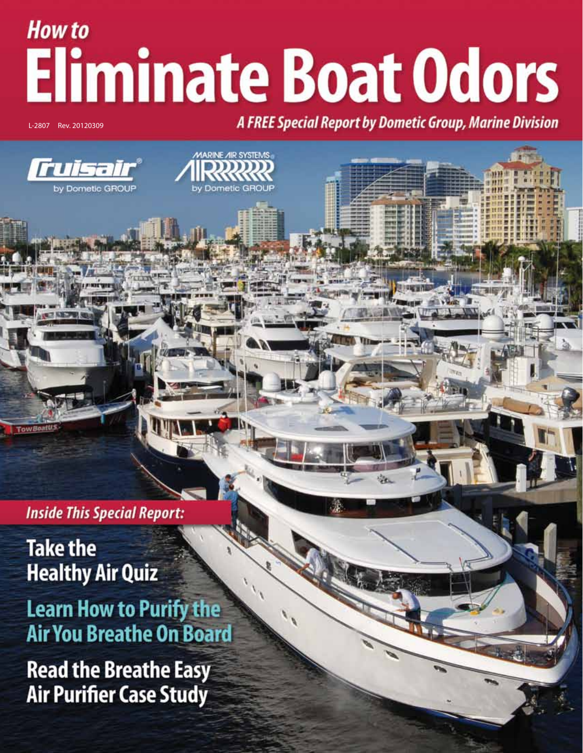# How to Eliminate Boat Odors

L-2807 Rev. 20120309

*A FREE Special Report by Dometic Group, Marine Division*

Cruisair® by Dometic GROUP

MARINE AIR SYSTEMS by Dometic GROUP

## Inside This Special Report:

**Take the Healthy Air Quiz**

**Learn How to Purify the Air You Breathe On Board**

**Read the Breathe Easy Air Purifier Case Study**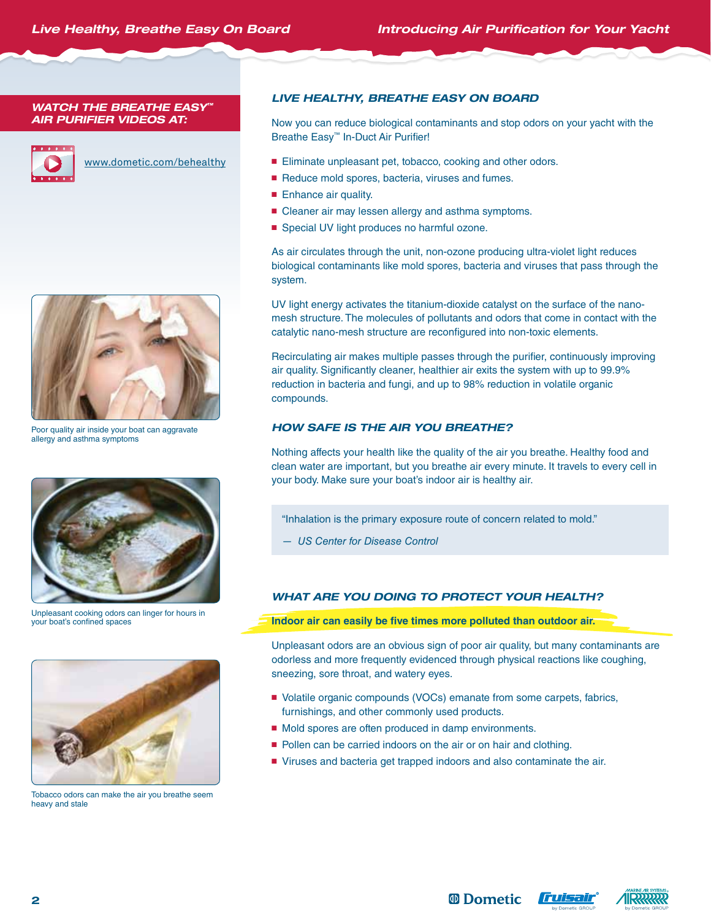**WATCH THE BREATHE EASY™ AIR PURIFIER VIDEOS AT:**

www.dometic.com/behealthy

Poor quality air inside your boat can aggravate allergy and asthma symptoms

Unpleasant cooking odors can linger for hours in your boat's confined spaces

Tobacco odors can make the air you breathe seem heavy and stale

## LIVE HEALTHY, BREATHE EASY ON BOARD

Now you can reduce biological contaminants and stop odors on your yacht with the Breathe Easy™ In-Duct Air Purifier!

- Eliminate unpleasant pet, tobacco, cooking and other odors.
- Reduce mold spores, bacteria, viruses and fumes.
- Enhance air quality.
- Cleaner air may lessen allergy and asthma symptoms.
- Special UV light produces no harmful ozone.

As air circulates through the unit, non-ozone producing ultra-violet light reduces biological contaminants like mold spores, bacteria and viruses that pass through the system.

UV light energy activates the titanium-dioxide catalyst on the surface of the nano-mesh structure. The molecules of pollutants and odors that come in contact with the catalytic nano-mesh structure are reconfigured into non-toxic elements.

Recirculating air makes multiple passes through the purifier, continuously improving air quality. Significantly cleaner, healthier air exits the system with up to 99.9% reduction in bacteria and fungi, and up to 98% reduction in volatile organic compounds.

## HOW SAFE IS THE AIR YOU BREATHE?

Nothing affects your health like the quality of the air you breathe. Healthy food and clean water are important, but you breathe air every minute. It travels to every cell in your body. Make sure your boat's indoor air is healthy air.

> "Inhalation is the primary exposure route of concern related to mold."
>
> — *US Center for Disease Control*

## WHAT ARE YOU DOING TO PROTECT YOUR HEALTH?

**Indoor air can easily be five times more polluted than outdoor air.**

Unpleasant odors are an obvious sign of poor air quality, but many contaminants are odorless and more frequently evidenced through physical reactions like coughing, sneezing, sore throat, and watery eyes.

- Volatile organic compounds (VOCs) emanate from some carpets, fabrics, furnishings, and other commonly used products.
- Mold spores are often produced in damp environments.
- Pollen can be carried indoors on the air or on hair and clothing.
- Viruses and bacteria get trapped indoors and also contaminate the air.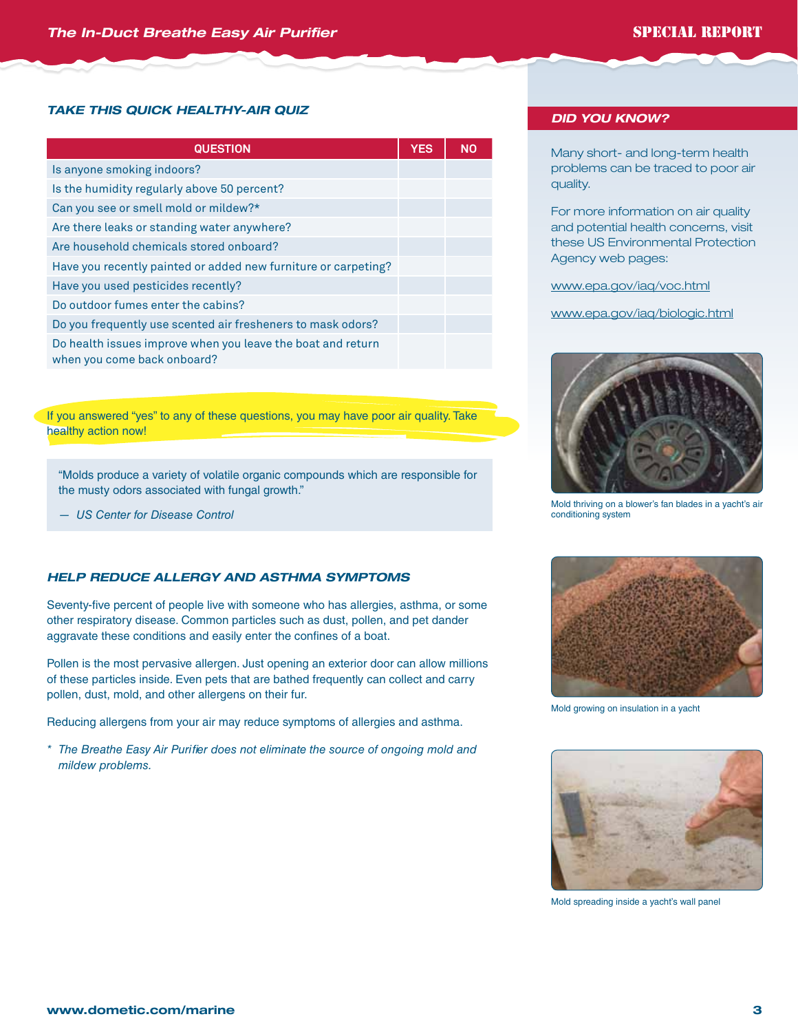### TAKE THIS QUICK HEALTHY-AIR QUIZ

| QUESTION | YES | NO |
|---|---|---|
| Is anyone smoking indoors? | | |
| Is the humidity regularly above 50 percent? | | |
| Can you see or smell mold or mildew?* | | |
| Are there leaks or standing water anywhere? | | |
| Are household chemicals stored onboard? | | |
| Have you recently painted or added new furniture or carpeting? | | |
| Have you used pesticides recently? | | |
| Do outdoor fumes enter the cabins? | | |
| Do you frequently use scented air fresheners to mask odors? | | |
| Do health issues improve when you leave the boat and return when you come back onboard? | | |

If you answered "yes" to any of these questions, you may have poor air quality. Take healthy action now!

> "Molds produce a variety of volatile organic compounds which are responsible for the musty odors associated with fungal growth."
>
> — *US Center for Disease Control*

### HELP REDUCE ALLERGY AND ASTHMA SYMPTOMS

Seventy-five percent of people live with someone who has allergies, asthma, or some other respiratory disease. Common particles such as dust, pollen, and pet dander aggravate these conditions and easily enter the confines of a boat.

Pollen is the most pervasive allergen. Just opening an exterior door can allow millions of these particles inside. Even pets that are bathed frequently can collect and carry pollen, dust, mold, and other allergens on their fur.

Reducing allergens from your air may reduce symptoms of allergies and asthma.

\* *The Breathe Easy Air Purifier does not eliminate the source of ongoing mold and mildew problems.*

### DID YOU KNOW?

Many short- and long-term health problems can be traced to poor air quality.

For more information on air quality and potential health concerns, visit these US Environmental Protection Agency web pages:

www.epa.gov/iaq/voc.html

www.epa.gov/iaq/biologic.html

Mold thriving on a blower's fan blades in a yacht's air conditioning system

Mold growing on insulation in a yacht

Mold spreading inside a yacht's wall panel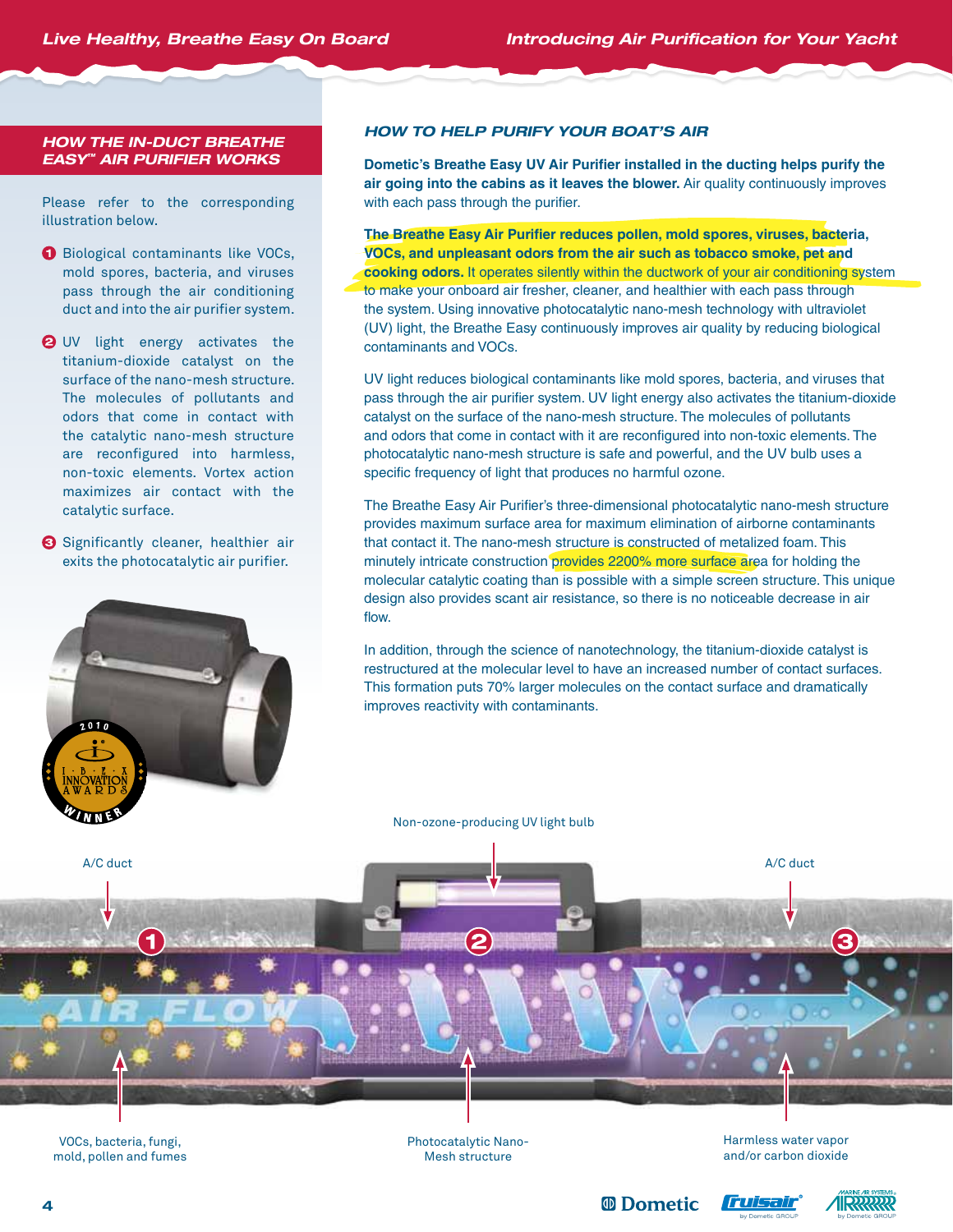## HOW THE IN-DUCT BREATHE EASY™ AIR PURIFIER WORKS

Please refer to the corresponding illustration below.

1. Biological contaminants like VOCs, mold spores, bacteria, and viruses pass through the air conditioning duct and into the air purifier system.
2. UV light energy activates the titanium-dioxide catalyst on the surface of the nano-mesh structure. The molecules of pollutants and odors that come in contact with the catalytic nano-mesh structure are reconfigured into harmless, non-toxic elements. Vortex action maximizes air contact with the catalytic surface.
3. Significantly cleaner, healthier air exits the photocatalytic air purifier.

2010 I·B·E·X INNOVATION AWARDS WINNER

## HOW TO HELP PURIFY YOUR BOAT'S AIR

**Dometic's Breathe Easy UV Air Purifier installed in the ducting helps purify the air going into the cabins as it leaves the blower.** Air quality continuously improves with each pass through the purifier.

**The Breathe Easy Air Purifier reduces pollen, mold spores, viruses, bacteria, VOCs, and unpleasant odors from the air such as tobacco smoke, pet and cooking odors.** It operates silently within the ductwork of your air conditioning system to make your onboard air fresher, cleaner, and healthier with each pass through the system. Using innovative photocatalytic nano-mesh technology with ultraviolet (UV) light, the Breathe Easy continuously improves air quality by reducing biological contaminants and VOCs.

UV light reduces biological contaminants like mold spores, bacteria, and viruses that pass through the air purifier system. UV light energy also activates the titanium-dioxide catalyst on the surface of the nano-mesh structure. The molecules of pollutants and odors that come in contact with it are reconfigured into non-toxic elements. The photocatalytic nano-mesh structure is safe and powerful, and the UV bulb uses a specific frequency of light that produces no harmful ozone.

The Breathe Easy Air Purifier's three-dimensional photocatalytic nano-mesh structure provides maximum surface area for maximum elimination of airborne contaminants that contact it. The nano-mesh structure is constructed of metalized foam. This minutely intricate construction provides 2200% more surface area for holding the molecular catalytic coating than is possible with a simple screen structure. This unique design also provides scant air resistance, so there is no noticeable decrease in air flow.

In addition, through the science of nanotechnology, the titanium-dioxide catalyst is restructured at the molecular level to have an increased number of contact surfaces. This formation puts 70% larger molecules on the contact surface and dramatically improves reactivity with contaminants.

Non-ozone-producing UV light bulb

A/C duct

A/C duct

AIR FLOW

VOCs, bacteria, fungi, mold, pollen and fumes

Photocatalytic Nano-Mesh structure

Harmless water vapor and/or carbon dioxide

Dometic | Cruisair by Dometic GROUP | Marine Air Systems by Dometic GROUP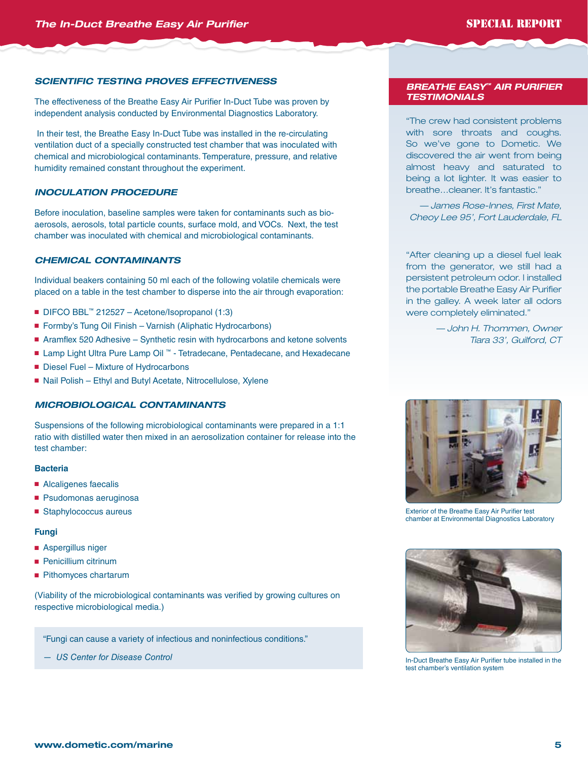## SCIENTIFIC TESTING PROVES EFFECTIVENESS

The effectiveness of the Breathe Easy Air Purifier In-Duct Tube was proven by independent analysis conducted by Environmental Diagnostics Laboratory.

In their test, the Breathe Easy In-Duct Tube was installed in the re-circulating ventilation duct of a specially constructed test chamber that was inoculated with chemical and microbiological contaminants. Temperature, pressure, and relative humidity remained constant throughout the experiment.

### INOCULATION PROCEDURE

Before inoculation, baseline samples were taken for contaminants such as bio-aerosols, aerosols, total particle counts, surface mold, and VOCs. Next, the test chamber was inoculated with chemical and microbiological contaminants.

### CHEMICAL CONTAMINANTS

Individual beakers containing 50 ml each of the following volatile chemicals were placed on a table in the test chamber to disperse into the air through evaporation:

- DIFCO BBL™ 212527 – Acetone/Isopropanol (1:3)
- Formby's Tung Oil Finish – Varnish (Aliphatic Hydrocarbons)
- Aramflex 520 Adhesive – Synthetic resin with hydrocarbons and ketone solvents
- Lamp Light Ultra Pure Lamp Oil ™ - Tetradecane, Pentadecane, and Hexadecane
- Diesel Fuel – Mixture of Hydrocarbons
- Nail Polish – Ethyl and Butyl Acetate, Nitrocellulose, Xylene

### MICROBIOLOGICAL CONTAMINANTS

Suspensions of the following microbiological contaminants were prepared in a 1:1 ratio with distilled water then mixed in an aerosolization container for release into the test chamber:

**Bacteria**

- Alcaligenes faecalis
- Psudomonas aeruginosa
- Staphylococcus aureus

**Fungi**

- Aspergillus niger
- Penicillium citrinum
- Pithomyces chartarum

(Viability of the microbiological contaminants was verified by growing cultures on respective microbiological media.)

> "Fungi can cause a variety of infectious and noninfectious conditions."
>
> — *US Center for Disease Control*

## BREATHE EASY™ AIR PURIFIER TESTIMONIALS

"The crew had consistent problems with sore throats and coughs. So we've gone to Dometic. We discovered the air went from being almost heavy and saturated to being a lot lighter. It was easier to breathe…cleaner. It's fantastic."

*— James Rose-Innes, First Mate, Cheoy Lee 95', Fort Lauderdale, FL*

"After cleaning up a diesel fuel leak from the generator, we still had a persistent petroleum odor. I installed the portable Breathe Easy Air Purifier in the galley. A week later all odors were completely eliminated."

*— John H. Thommen, Owner Tiara 33', Guilford, CT*

Exterior of the Breathe Easy Air Purifier test chamber at Environmental Diagnostics Laboratory

In-Duct Breathe Easy Air Purifier tube installed in the test chamber's ventilation system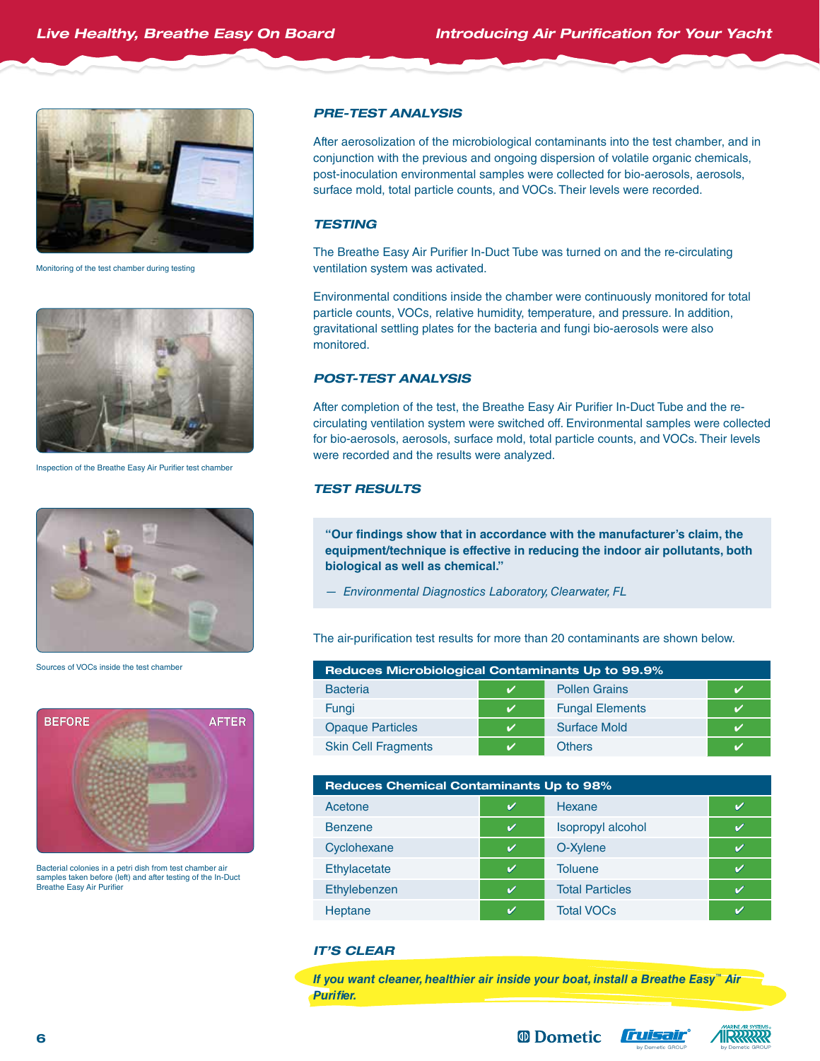Monitoring of the test chamber during testing

Inspection of the Breathe Easy Air Purifier test chamber

Sources of VOCs inside the test chamber

BEFORE AFTER

Bacterial colonies in a petri dish from test chamber air samples taken before (left) and after testing of the In-Duct Breathe Easy Air Purifier

## PRE-TEST ANALYSIS

After aerosolization of the microbiological contaminants into the test chamber, and in conjunction with the previous and ongoing dispersion of volatile organic chemicals, post-inoculation environmental samples were collected for bio-aerosols, aerosols, surface mold, total particle counts, and VOCs. Their levels were recorded.

## TESTING

The Breathe Easy Air Purifier In-Duct Tube was turned on and the re-circulating ventilation system was activated.

Environmental conditions inside the chamber were continuously monitored for total particle counts, VOCs, relative humidity, temperature, and pressure. In addition, gravitational settling plates for the bacteria and fungi bio-aerosols were also monitored.

## POST-TEST ANALYSIS

After completion of the test, the Breathe Easy Air Purifier In-Duct Tube and the re-circulating ventilation system were switched off. Environmental samples were collected for bio-aerosols, aerosols, surface mold, total particle counts, and VOCs. Their levels were recorded and the results were analyzed.

## TEST RESULTS

> **"Our findings show that in accordance with the manufacturer's claim, the equipment/technique is effective in reducing the indoor air pollutants, both biological as well as chemical."**
>
> — *Environmental Diagnostics Laboratory, Clearwater, FL*

The air-purification test results for more than 20 contaminants are shown below.

| Reduces Microbiological Contaminants Up to 99.9% | | | |
|---|---|---|---|
| Bacteria | ✔ | Pollen Grains | ✔ |
| Fungi | ✔ | Fungal Elements | ✔ |
| Opaque Particles | ✔ | Surface Mold | ✔ |
| Skin Cell Fragments | ✔ | Others | ✔ |

| Reduces Chemical Contaminants Up to 98% | | | |
|---|---|---|---|
| Acetone | ✔ | Hexane | ✔ |
| Benzene | ✔ | Isopropyl alcohol | ✔ |
| Cyclohexane | ✔ | O-Xylene | ✔ |
| Ethylacetate | ✔ | Toluene | ✔ |
| Ethylebenzen | ✔ | Total Particles | ✔ |
| Heptane | ✔ | Total VOCs | ✔ |

## IT'S CLEAR

***If you want cleaner, healthier air inside your boat, install a Breathe Easy™ Air Purifier.***

Dometic · Cruisair by Dometic GROUP · Marine Air Systems by Dometic GROUP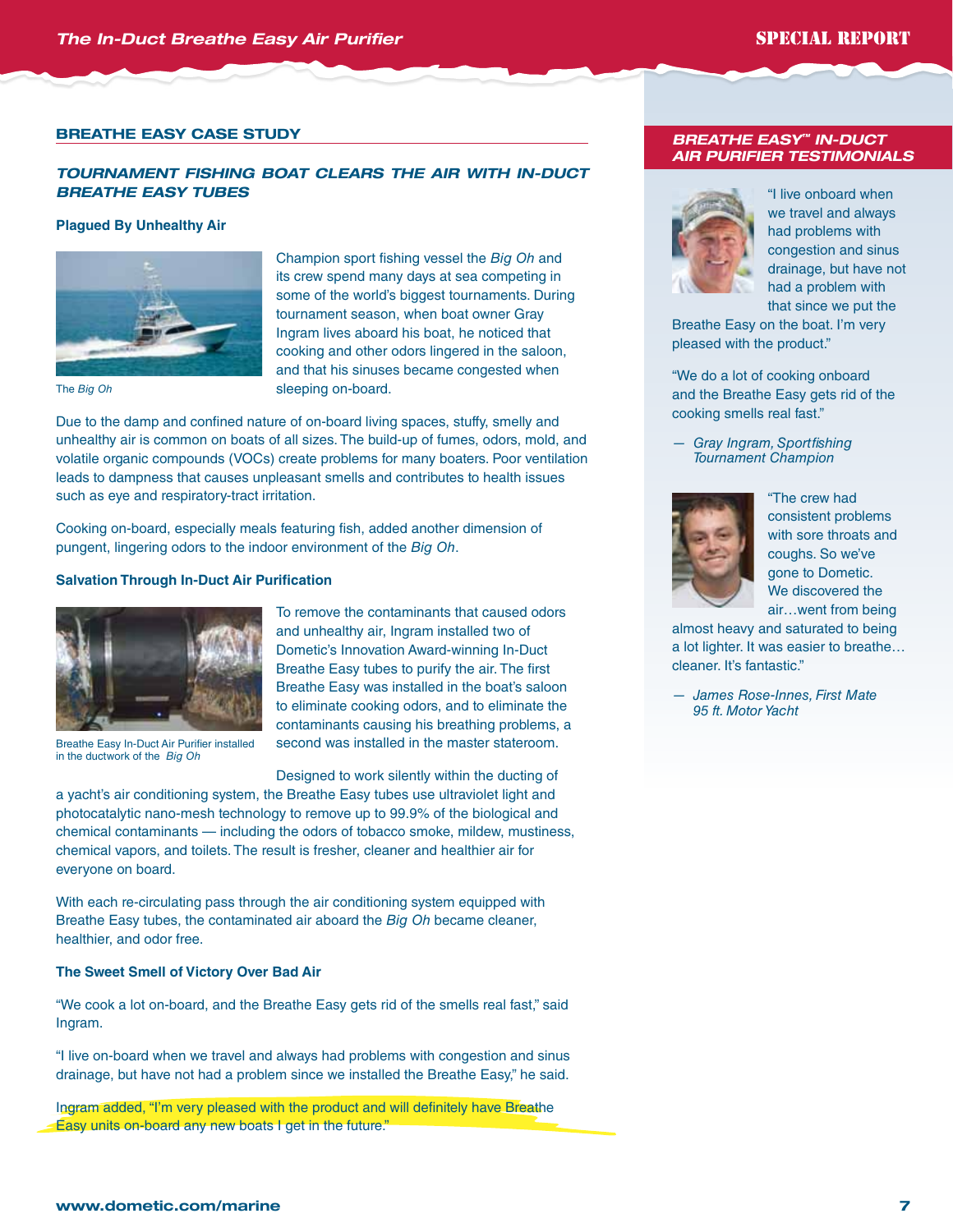## BREATHE EASY CASE STUDY

### TOURNAMENT FISHING BOAT CLEARS THE AIR WITH IN-DUCT BREATHE EASY TUBES

**Plagued By Unhealthy Air**

The *Big Oh*

Champion sport fishing vessel the *Big Oh* and its crew spend many days at sea competing in some of the world's biggest tournaments. During tournament season, when boat owner Gray Ingram lives aboard his boat, he noticed that cooking and other odors lingered in the saloon, and that his sinuses became congested when sleeping on-board.

Due to the damp and confined nature of on-board living spaces, stuffy, smelly and unhealthy air is common on boats of all sizes. The build-up of fumes, odors, mold, and volatile organic compounds (VOCs) create problems for many boaters. Poor ventilation leads to dampness that causes unpleasant smells and contributes to health issues such as eye and respiratory-tract irritation.

Cooking on-board, especially meals featuring fish, added another dimension of pungent, lingering odors to the indoor environment of the *Big Oh*.

**Salvation Through In-Duct Air Purification**

Breathe Easy In-Duct Air Purifier installed in the ductwork of the *Big Oh*

To remove the contaminants that caused odors and unhealthy air, Ingram installed two of Dometic's Innovation Award-winning In-Duct Breathe Easy tubes to purify the air. The first Breathe Easy was installed in the boat's saloon to eliminate cooking odors, and to eliminate the contaminants causing his breathing problems, a second was installed in the master stateroom.

Designed to work silently within the ducting of a yacht's air conditioning system, the Breathe Easy tubes use ultraviolet light and photocatalytic nano-mesh technology to remove up to 99.9% of the biological and chemical contaminants — including the odors of tobacco smoke, mildew, mustiness, chemical vapors, and toilets. The result is fresher, cleaner and healthier air for everyone on board.

With each re-circulating pass through the air conditioning system equipped with Breathe Easy tubes, the contaminated air aboard the *Big Oh* became cleaner, healthier, and odor free.

**The Sweet Smell of Victory Over Bad Air**

"We cook a lot on-board, and the Breathe Easy gets rid of the smells real fast," said Ingram.

"I live on-board when we travel and always had problems with congestion and sinus drainage, but have not had a problem since we installed the Breathe Easy," he said.

Ingram added, "I'm very pleased with the product and will definitely have Breathe Easy units on-board any new boats I get in the future."

## *BREATHE EASY™ IN-DUCT AIR PURIFIER TESTIMONIALS*

"I live onboard when we travel and always had problems with congestion and sinus drainage, but have not had a problem with that since we put the Breathe Easy on the boat. I'm very pleased with the product."

"We do a lot of cooking onboard and the Breathe Easy gets rid of the cooking smells real fast."

— *Gray Ingram, Sportfishing Tournament Champion*

"The crew had consistent problems with sore throats and coughs. So we've gone to Dometic. We discovered the air…went from being almost heavy and saturated to being a lot lighter. It was easier to breathe…cleaner. It's fantastic."

— *James Rose-Innes, First Mate 95 ft. Motor Yacht*

**www.dometic.com/marine**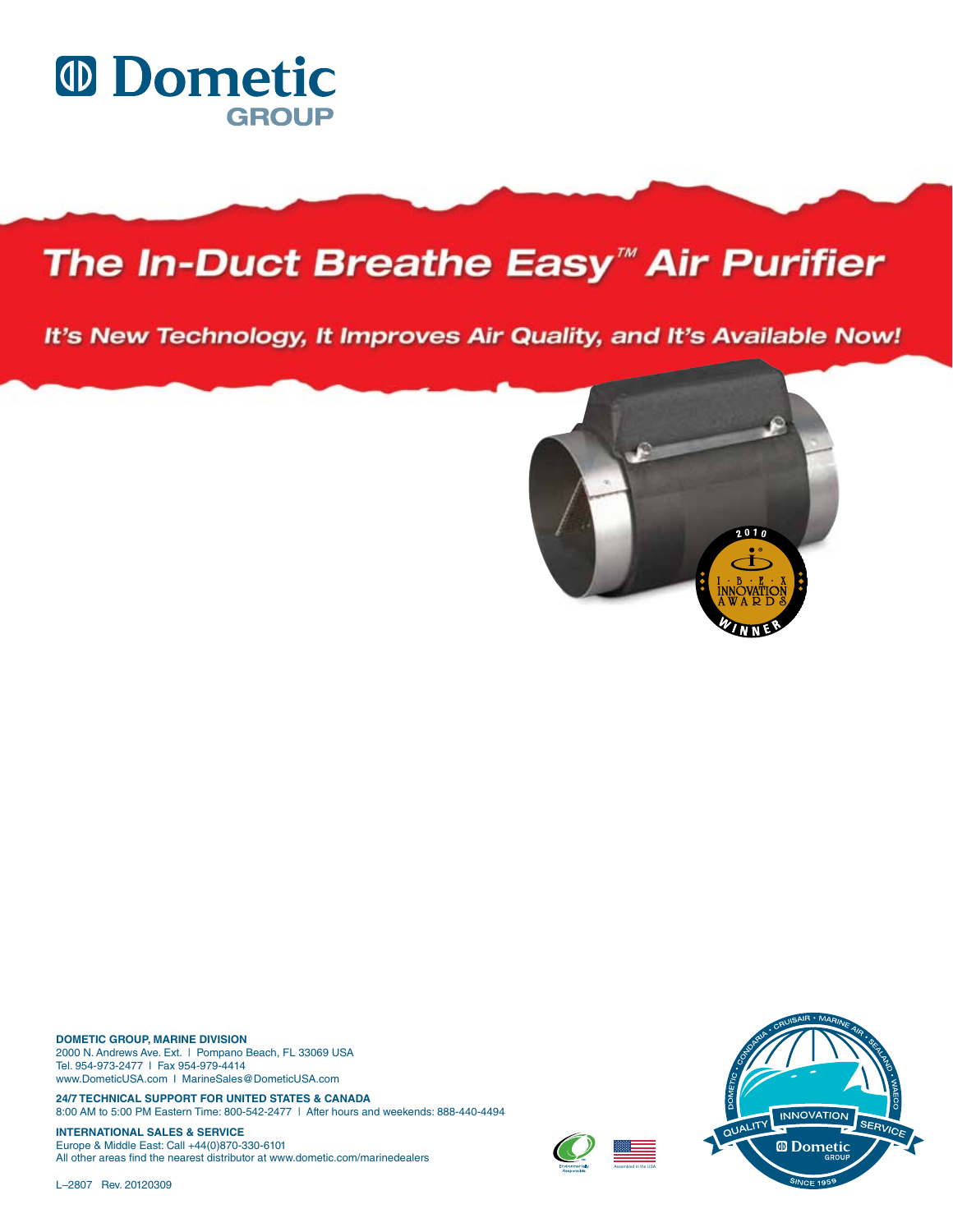# Dometic GROUP

## The In-Duct Breathe Easy™ Air Purifier

*It's New Technology, It Improves Air Quality, and It's Available Now!*

**DOMETIC GROUP, MARINE DIVISION**
2000 N. Andrews Ave. Ext. | Pompano Beach, FL 33069 USA
Tel. 954-973-2477 | Fax 954-979-4414
www.DometicUSA.com | MarineSales@DometicUSA.com

**24/7 TECHNICAL SUPPORT FOR UNITED STATES & CANADA**
8:00 AM to 5:00 PM Eastern Time: 800-542-2477 | After hours and weekends: 888-440-4494

**INTERNATIONAL SALES & SERVICE**
Europe & Middle East: Call +44(0)870-330-6101
All other areas find the nearest distributor at www.dometic.com/marinedealers

L–2807 Rev. 20120309